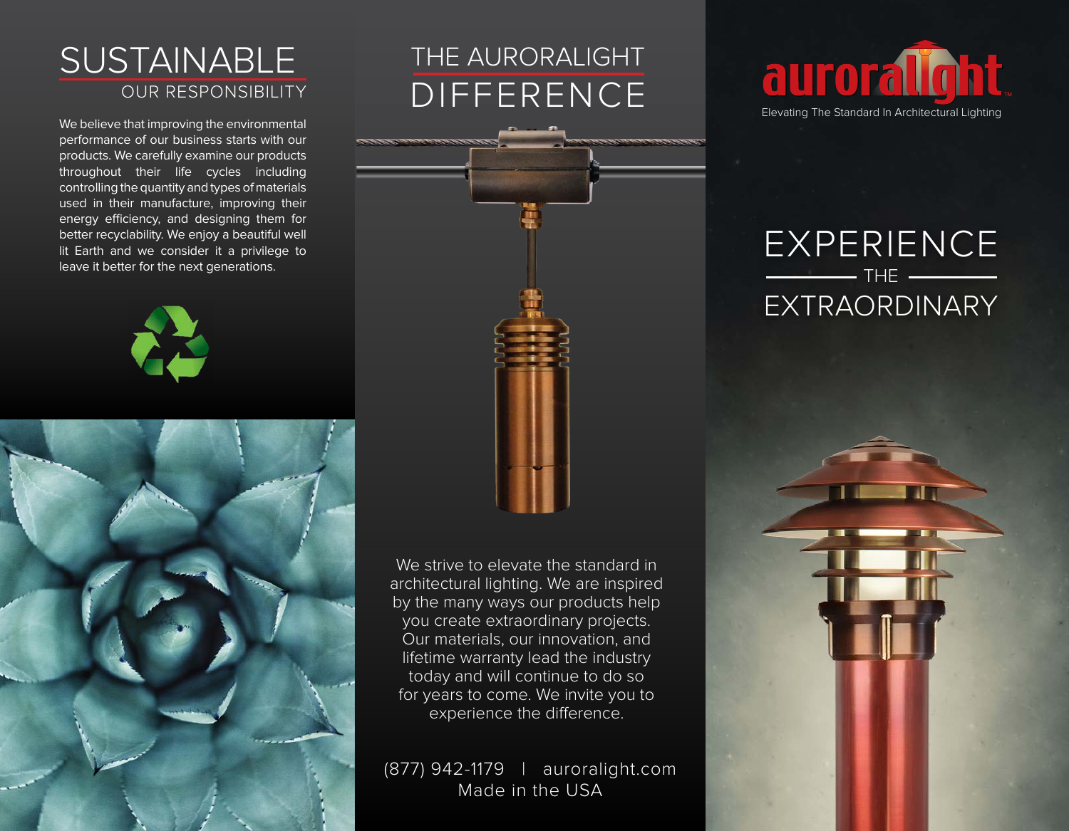# SUSTAINABLE

## OUR RESPONSIBILITY

We believe that improving the environmental performance of our business starts with our products. We carefully examine our products throughout their life cycles including controlling the quantity and types of materials used in their manufacture, improving their energy efficiency, and designing them for better recyclability. We enjoy a beautiful well lit Earth and we consider it a privilege to leave it better for the next generations.

# THE AURORALIGHT DIFFERENCE

We strive to elevate the standard in architectural lighting. We are inspired by the many ways our products help you create extraordinary projects. Our materials, our innovation, and lifetime warranty lead the industry today and will continue to do so for years to come. We invite you to experience the difference.

(877) 942-1179 | auroralight.com

Made in the USA

auroralight™

Elevating The Standard In Architectural Lighting

# EXPERIENCE THE EXTRAORDINARY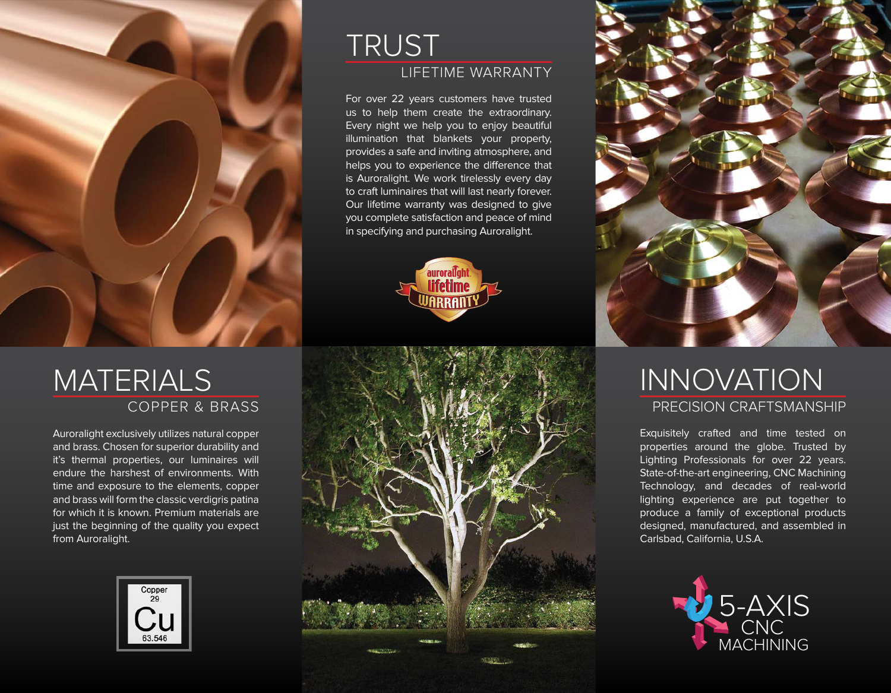# TRUST

## LIFETIME WARRANTY

For over 22 years customers have trusted us to help them create the extraordinary. Every night we help you to enjoy beautiful illumination that blankets your property, provides a safe and inviting atmosphere, and helps you to experience the difference that is Auroralight. We work tirelessly every day to craft luminaires that will last nearly forever. Our lifetime warranty was designed to give you complete satisfaction and peace of mind in specifying and purchasing Auroralight.

auroralight lifetime WARRANTY

# MATERIALS

## COPPER & BRASS

Auroralight exclusively utilizes natural copper and brass. Chosen for superior durability and it's thermal properties, our luminaires will endure the harshest of environments. With time and exposure to the elements, copper and brass will form the classic verdigris patina for which it is known. Premium materials are just the beginning of the quality you expect from Auroralight.

Copper
29
Cu
63.546

# INNOVATION

## PRECISION CRAFTSMANSHIP

Exquisitely crafted and time tested on properties around the globe. Trusted by Lighting Professionals for over 22 years. State-of-the-art engineering, CNC Machining Technology, and decades of real-world lighting experience are put together to produce a family of exceptional products designed, manufactured, and assembled in Carlsbad, California, U.S.A.

5-AXIS CNC MACHINING